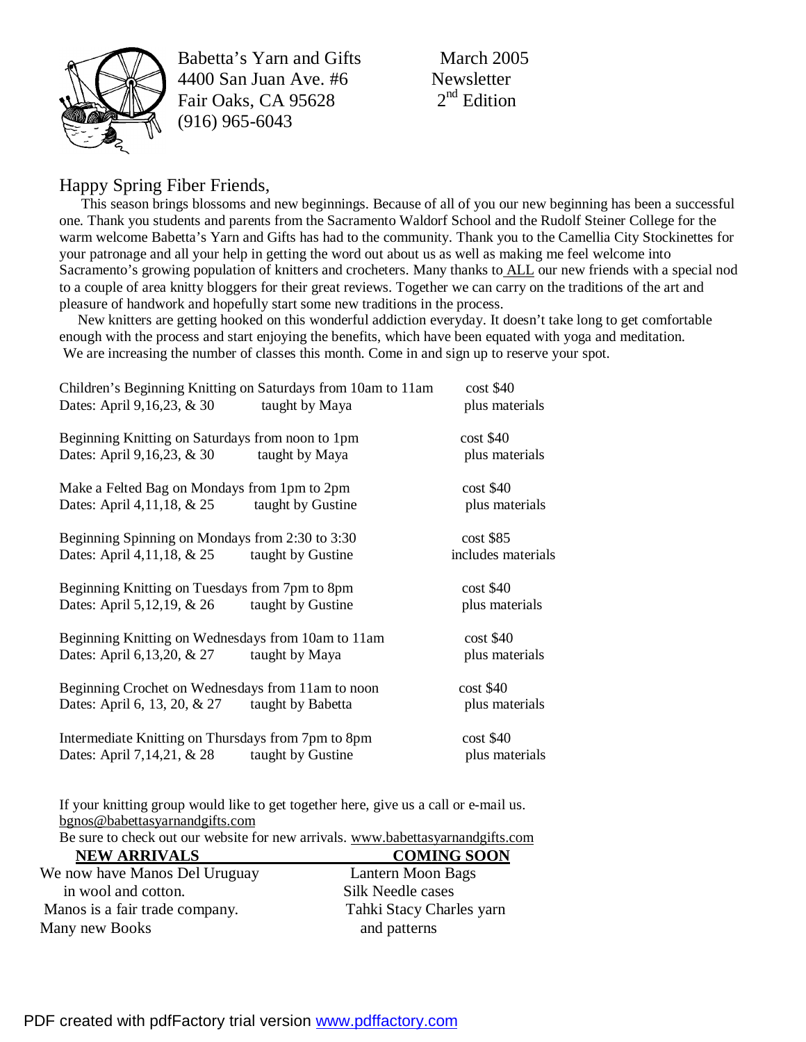Babetta's Yarn and Gifts
4400 San Juan Ave. #6
Fair Oaks, CA 95628
(916) 965-6043

March 2005
Newsletter
2nd Edition

## Happy Spring Fiber Friends,

This season brings blossoms and new beginnings. Because of all of you our new beginning has been a successful one. Thank you students and parents from the Sacramento Waldorf School and the Rudolf Steiner College for the warm welcome Babetta's Yarn and Gifts has had to the community. Thank you to the Camellia City Stockinettes for your patronage and all your help in getting the word out about us as well as making me feel welcome into Sacramento's growing population of knitters and crocheters. Many thanks to ALL our new friends with a special nod to a couple of area knitty bloggers for their great reviews. Together we can carry on the traditions of the art and pleasure of handwork and hopefully start some new traditions in the process.

New knitters are getting hooked on this wonderful addiction everyday. It doesn't take long to get comfortable enough with the process and start enjoying the benefits, which have been equated with yoga and meditation. We are increasing the number of classes this month. Come in and sign up to reserve your spot.

Children's Beginning Knitting on Saturdays from 10am to 11am — cost $40
Dates: April 9,16,23, & 30 — taught by Maya — plus materials

Beginning Knitting on Saturdays from noon to 1pm — cost $40
Dates: April 9,16,23, & 30 — taught by Maya — plus materials

Make a Felted Bag on Mondays from 1pm to 2pm — cost $40
Dates: April 4,11,18, & 25 — taught by Gustine — plus materials

Beginning Spinning on Mondays from 2:30 to 3:30 — cost $85
Dates: April 4,11,18, & 25 — taught by Gustine — includes materials

Beginning Knitting on Tuesdays from 7pm to 8pm — cost $40
Dates: April 5,12,19, & 26 — taught by Gustine — plus materials

Beginning Knitting on Wednesdays from 10am to 11am — cost $40
Dates: April 6,13,20, & 27 — taught by Maya — plus materials

Beginning Crochet on Wednesdays from 11am to noon — cost $40
Dates: April 6, 13, 20, & 27 — taught by Babetta — plus materials

Intermediate Knitting on Thursdays from 7pm to 8pm — cost $40
Dates: April 7,14,21, & 28 — taught by Gustine — plus materials

If your knitting group would like to get together here, give us a call or e-mail us.
bgnos@babettasyarnandgifts.com
Be sure to check out our website for new arrivals. www.babettasyarnandgifts.com

**NEW ARRIVALS**

We now have Manos Del Uruguay in wool and cotton.
Manos is a fair trade company.
Many new Books

**COMING SOON**

Lantern Moon Bags
Silk Needle cases
Tahki Stacy Charles yarn and patterns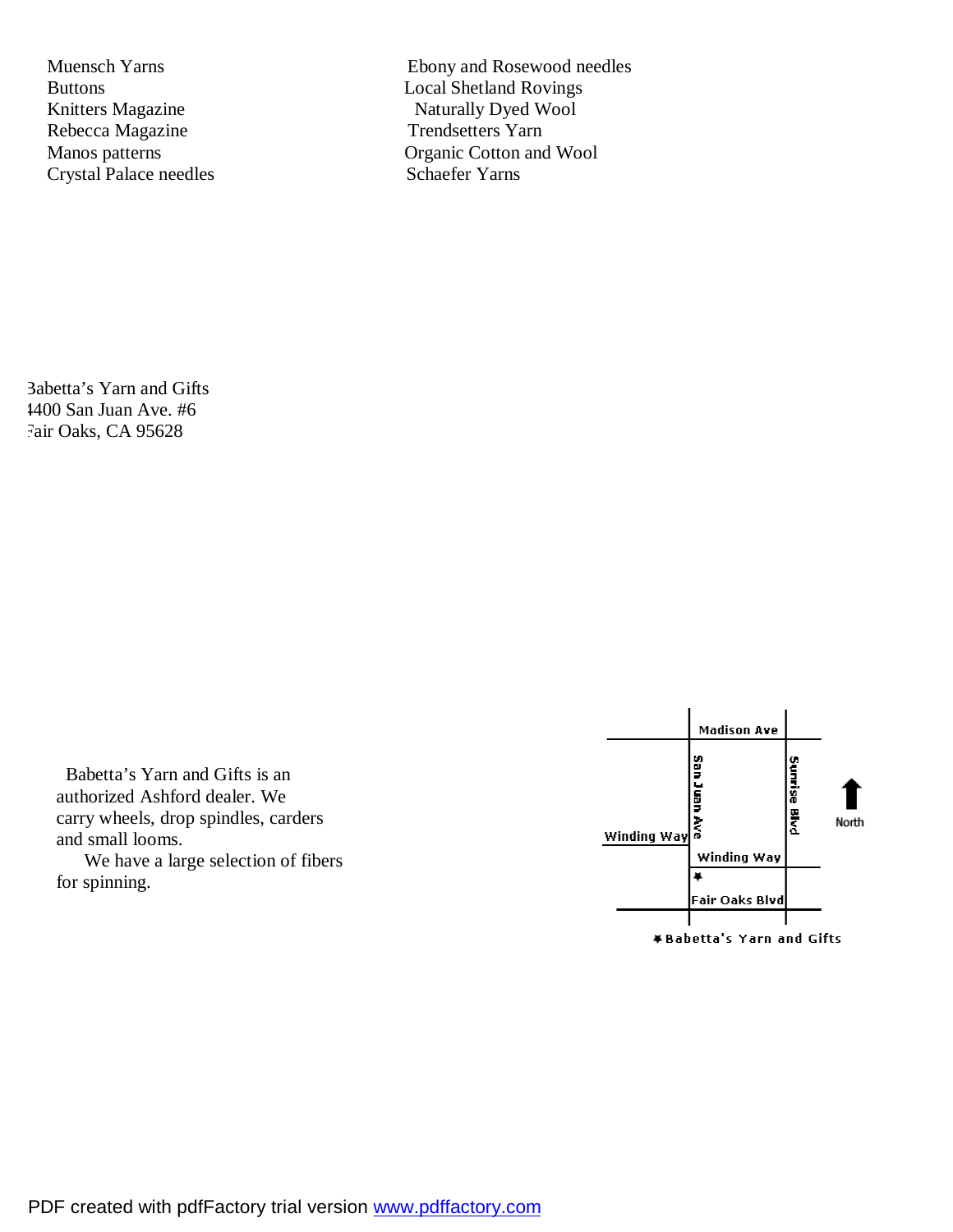Muensch Yarns
Buttons
Knitters Magazine
Rebecca Magazine
Manos patterns
Crystal Palace needles

Ebony and Rosewood needles
Local Shetland Rovings
Naturally Dyed Wool
Trendsetters Yarn
Organic Cotton and Wool
Schaefer Yarns

Babetta's Yarn and Gifts
4400 San Juan Ave. #6
Fair Oaks, CA 95628

Babetta's Yarn and Gifts is an authorized Ashford dealer. We carry wheels, drop spindles, carders and small looms.

We have a large selection of fibers for spinning.

Madison Ave
San Juan Ave
Sunrise Blvd
Winding Way
Winding Way
Fair Oaks Blvd
North
* Babetta's Yarn and Gifts